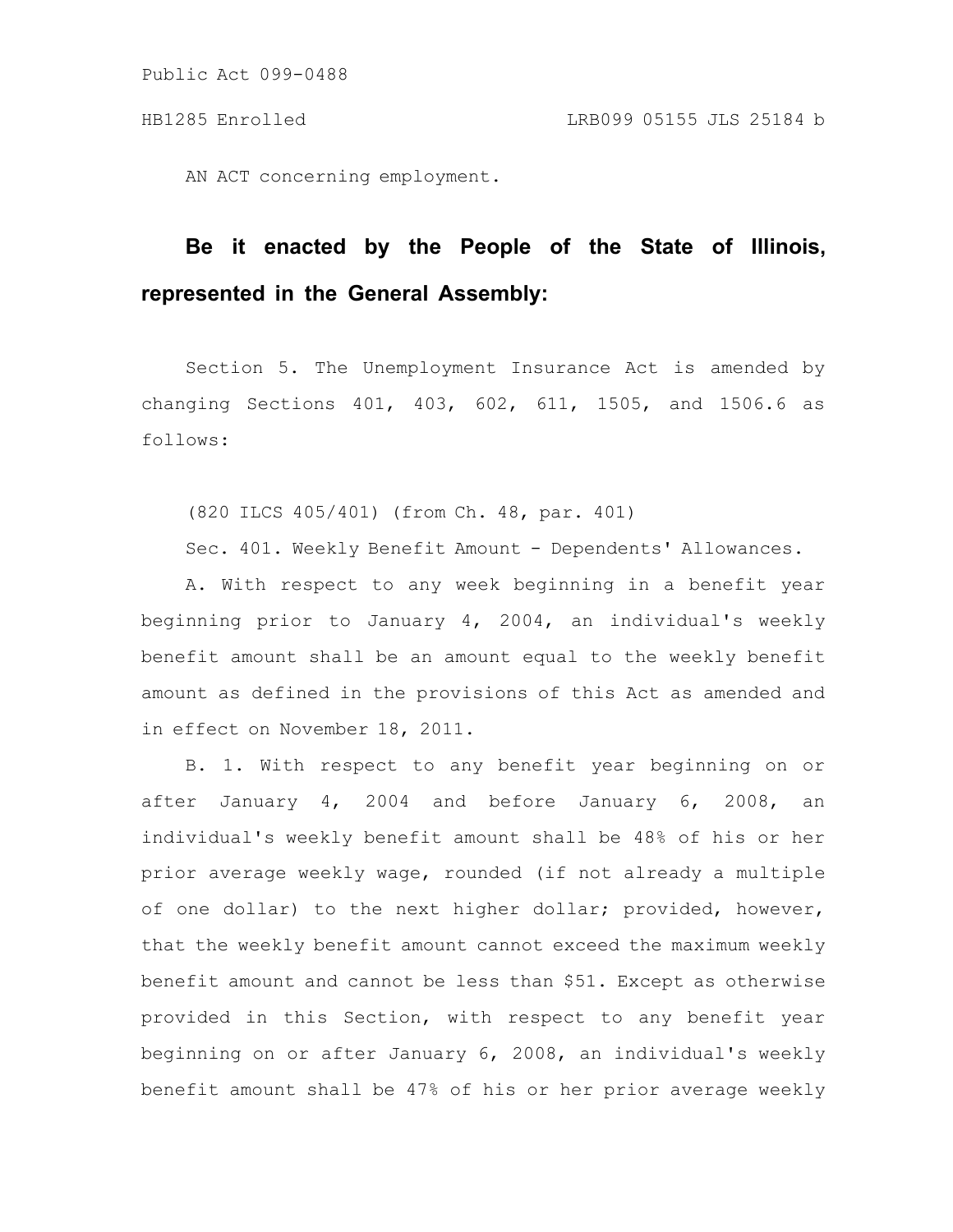Public Act 099-0488

HB1285 Enrolled LRB099 05155 JLS 25184 b

AN ACT concerning employment.

**Be it enacted by the People of the State of Illinois, represented in the General Assembly:**

Section 5. The Unemployment Insurance Act is amended by changing Sections 401, 403, 602, 611, 1505, and 1506.6 as follows:

(820 ILCS 405/401) (from Ch. 48, par. 401)

Sec. 401. Weekly Benefit Amount - Dependents' Allowances.

A. With respect to any week beginning in a benefit year beginning prior to January 4, 2004, an individual's weekly benefit amount shall be an amount equal to the weekly benefit amount as defined in the provisions of this Act as amended and in effect on November 18, 2011.

B. 1. With respect to any benefit year beginning on or after January 4, 2004 and before January 6, 2008, an individual's weekly benefit amount shall be 48% of his or her prior average weekly wage, rounded (if not already a multiple of one dollar) to the next higher dollar; provided, however, that the weekly benefit amount cannot exceed the maximum weekly benefit amount and cannot be less than $51. Except as otherwise provided in this Section, with respect to any benefit year beginning on or after January 6, 2008, an individual's weekly benefit amount shall be 47% of his or her prior average weekly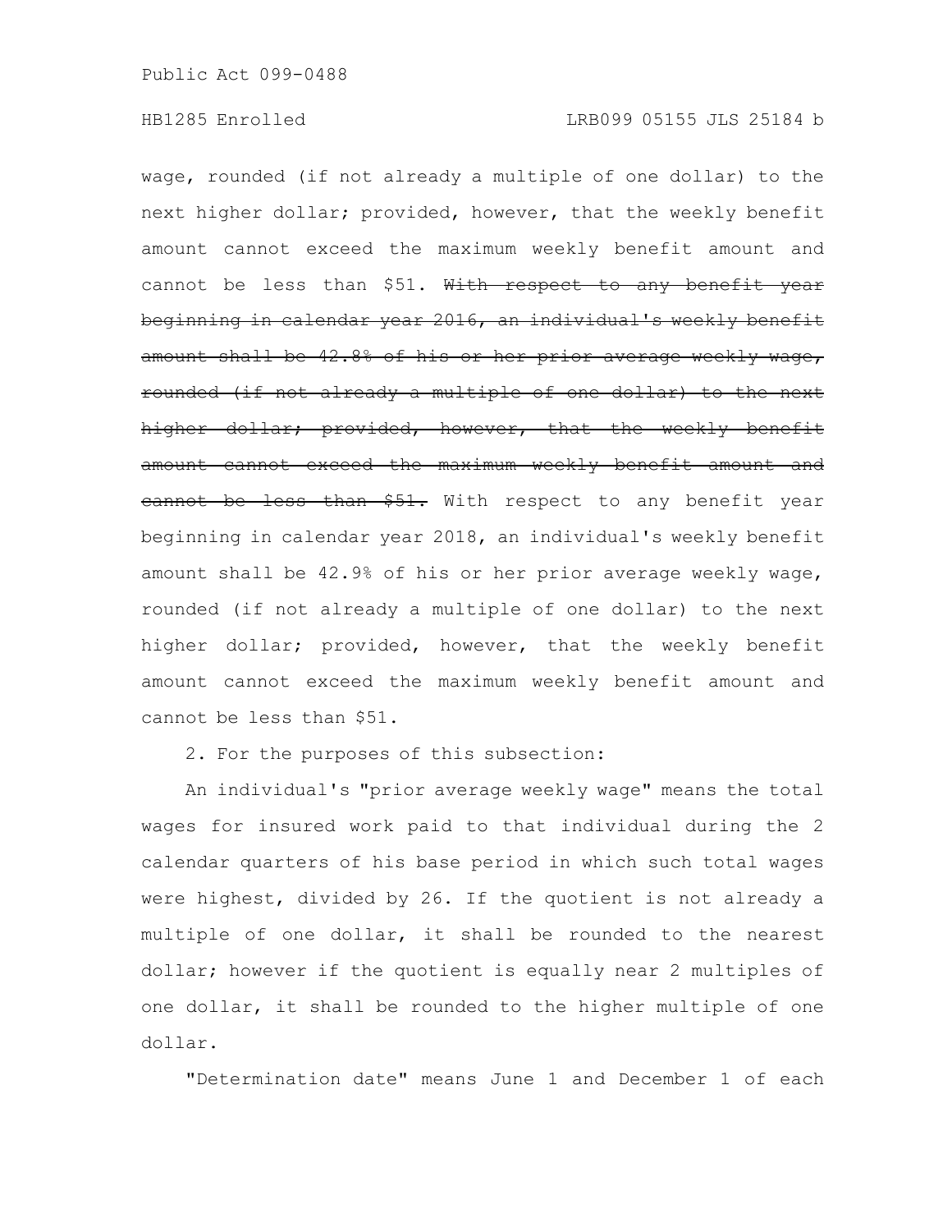wage, rounded (if not already a multiple of one dollar) to the next higher dollar; provided, however, that the weekly benefit amount cannot exceed the maximum weekly benefit amount and cannot be less than $51. ~~With respect to any benefit year beginning in calendar year 2016, an individual's weekly benefit amount shall be 42.8% of his or her prior average weekly wage, rounded (if not already a multiple of one dollar) to the next higher dollar; provided, however, that the weekly benefit amount cannot exceed the maximum weekly benefit amount and cannot be less than $51.~~ With respect to any benefit year beginning in calendar year 2018, an individual's weekly benefit amount shall be 42.9% of his or her prior average weekly wage, rounded (if not already a multiple of one dollar) to the next higher dollar; provided, however, that the weekly benefit amount cannot exceed the maximum weekly benefit amount and cannot be less than $51.

2. For the purposes of this subsection:

An individual's "prior average weekly wage" means the total wages for insured work paid to that individual during the 2 calendar quarters of his base period in which such total wages were highest, divided by 26. If the quotient is not already a multiple of one dollar, it shall be rounded to the nearest dollar; however if the quotient is equally near 2 multiples of one dollar, it shall be rounded to the higher multiple of one dollar.

"Determination date" means June 1 and December 1 of each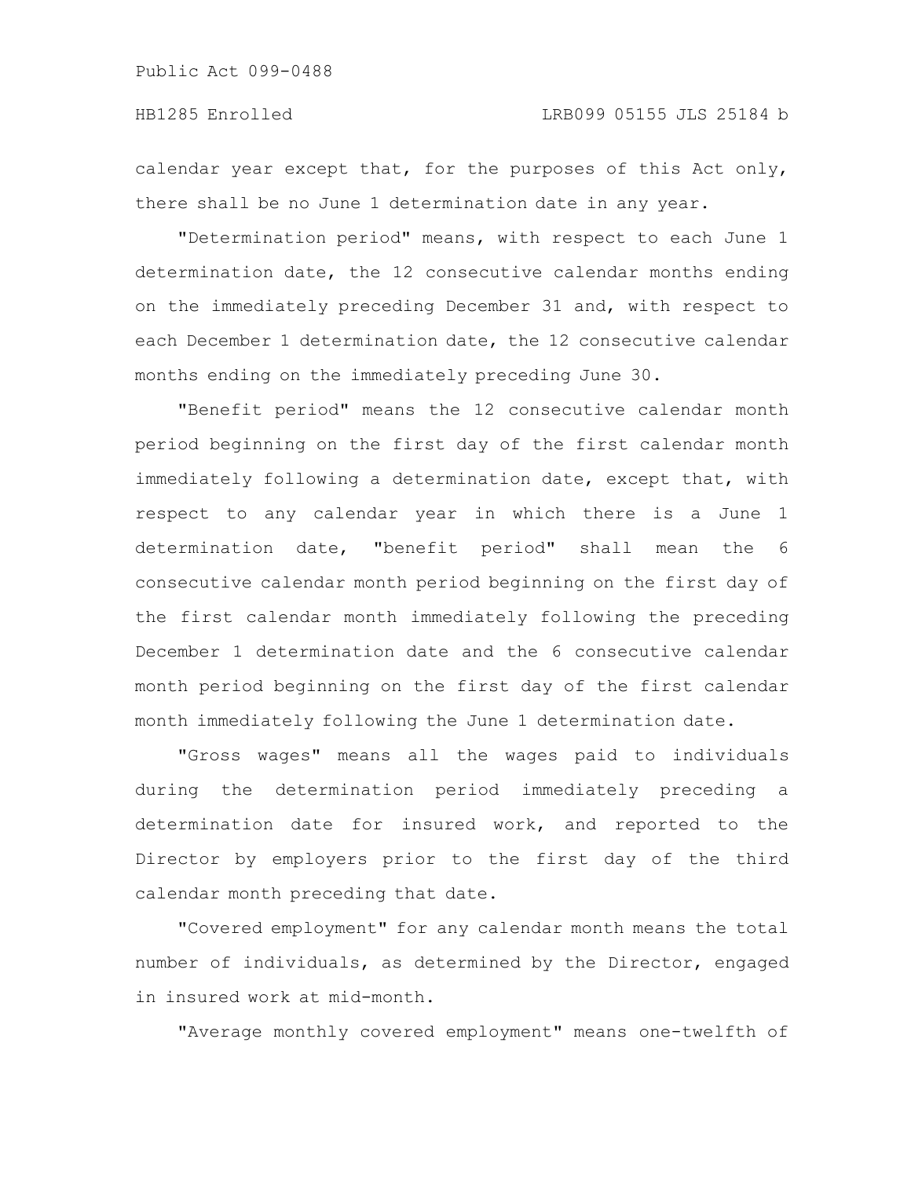calendar year except that, for the purposes of this Act only, there shall be no June 1 determination date in any year.

"Determination period" means, with respect to each June 1 determination date, the 12 consecutive calendar months ending on the immediately preceding December 31 and, with respect to each December 1 determination date, the 12 consecutive calendar months ending on the immediately preceding June 30.

"Benefit period" means the 12 consecutive calendar month period beginning on the first day of the first calendar month immediately following a determination date, except that, with respect to any calendar year in which there is a June 1 determination date, "benefit period" shall mean the 6 consecutive calendar month period beginning on the first day of the first calendar month immediately following the preceding December 1 determination date and the 6 consecutive calendar month period beginning on the first day of the first calendar month immediately following the June 1 determination date.

"Gross wages" means all the wages paid to individuals during the determination period immediately preceding a determination date for insured work, and reported to the Director by employers prior to the first day of the third calendar month preceding that date.

"Covered employment" for any calendar month means the total number of individuals, as determined by the Director, engaged in insured work at mid-month.

"Average monthly covered employment" means one-twelfth of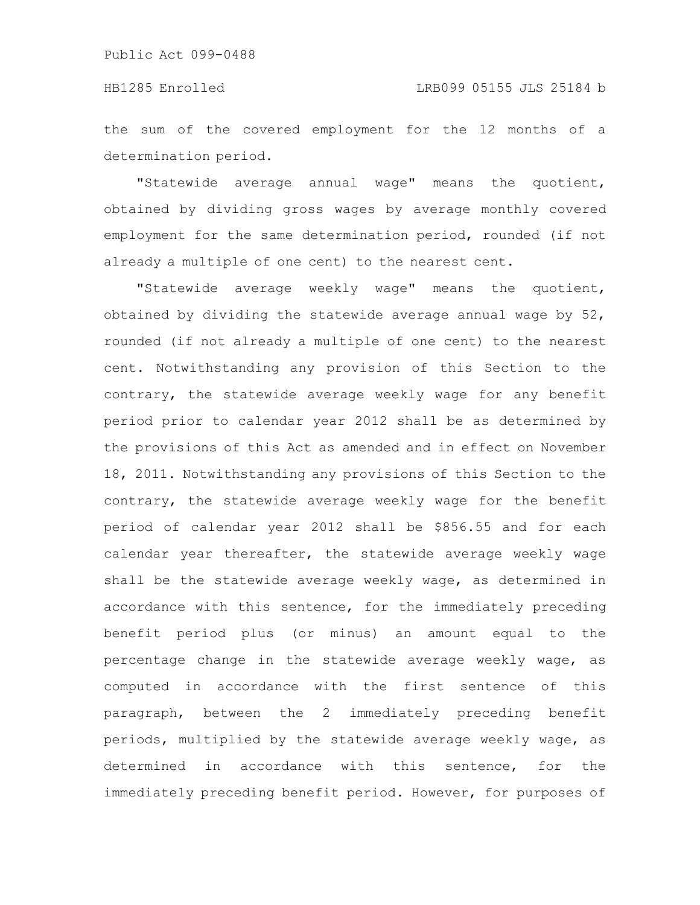the sum of the covered employment for the 12 months of a determination period.

"Statewide average annual wage" means the quotient, obtained by dividing gross wages by average monthly covered employment for the same determination period, rounded (if not already a multiple of one cent) to the nearest cent.

"Statewide average weekly wage" means the quotient, obtained by dividing the statewide average annual wage by 52, rounded (if not already a multiple of one cent) to the nearest cent. Notwithstanding any provision of this Section to the contrary, the statewide average weekly wage for any benefit period prior to calendar year 2012 shall be as determined by the provisions of this Act as amended and in effect on November 18, 2011. Notwithstanding any provisions of this Section to the contrary, the statewide average weekly wage for the benefit period of calendar year 2012 shall be $856.55 and for each calendar year thereafter, the statewide average weekly wage shall be the statewide average weekly wage, as determined in accordance with this sentence, for the immediately preceding benefit period plus (or minus) an amount equal to the percentage change in the statewide average weekly wage, as computed in accordance with the first sentence of this paragraph, between the 2 immediately preceding benefit periods, multiplied by the statewide average weekly wage, as determined in accordance with this sentence, for the immediately preceding benefit period. However, for purposes of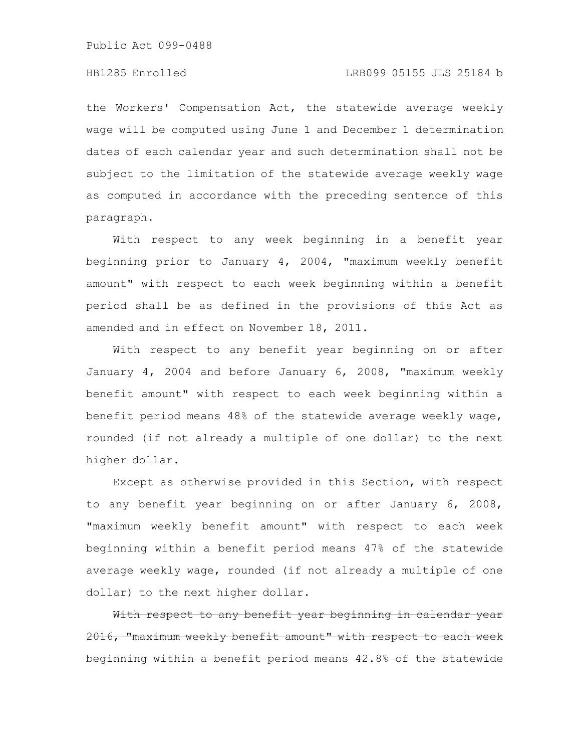the Workers' Compensation Act, the statewide average weekly wage will be computed using June 1 and December 1 determination dates of each calendar year and such determination shall not be subject to the limitation of the statewide average weekly wage as computed in accordance with the preceding sentence of this paragraph.

With respect to any week beginning in a benefit year beginning prior to January 4, 2004, "maximum weekly benefit amount" with respect to each week beginning within a benefit period shall be as defined in the provisions of this Act as amended and in effect on November 18, 2011.

With respect to any benefit year beginning on or after January 4, 2004 and before January 6, 2008, "maximum weekly benefit amount" with respect to each week beginning within a benefit period means 48% of the statewide average weekly wage, rounded (if not already a multiple of one dollar) to the next higher dollar.

Except as otherwise provided in this Section, with respect to any benefit year beginning on or after January 6, 2008, "maximum weekly benefit amount" with respect to each week beginning within a benefit period means 47% of the statewide average weekly wage, rounded (if not already a multiple of one dollar) to the next higher dollar.

~~With respect to any benefit year beginning in calendar year 2016, "maximum weekly benefit amount" with respect to each week beginning within a benefit period means 42.8% of the statewide~~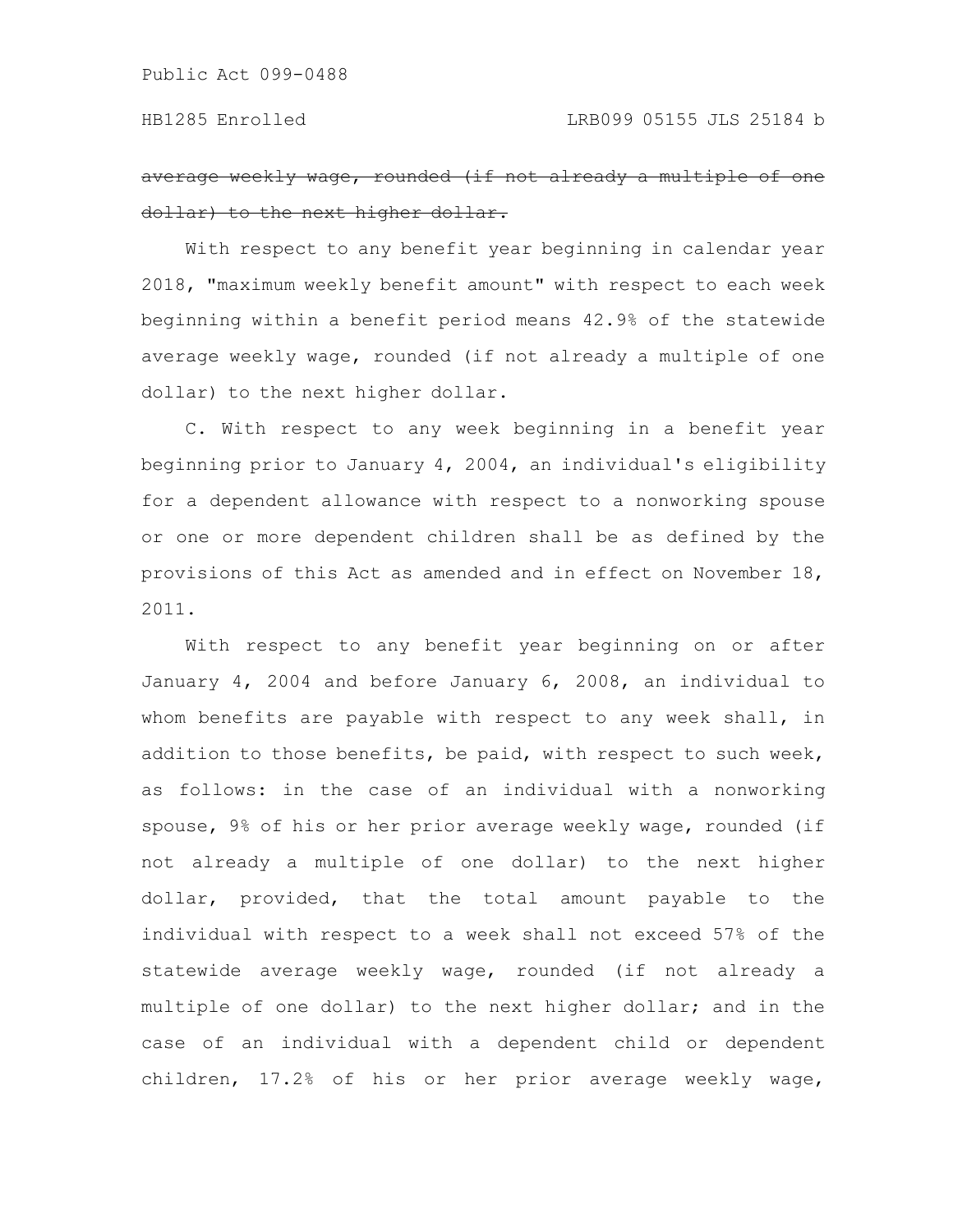~~average weekly wage, rounded (if not already a multiple of one dollar) to the next higher dollar.~~

With respect to any benefit year beginning in calendar year 2018, "maximum weekly benefit amount" with respect to each week beginning within a benefit period means 42.9% of the statewide average weekly wage, rounded (if not already a multiple of one dollar) to the next higher dollar.

C. With respect to any week beginning in a benefit year beginning prior to January 4, 2004, an individual's eligibility for a dependent allowance with respect to a nonworking spouse or one or more dependent children shall be as defined by the provisions of this Act as amended and in effect on November 18, 2011.

With respect to any benefit year beginning on or after January 4, 2004 and before January 6, 2008, an individual to whom benefits are payable with respect to any week shall, in addition to those benefits, be paid, with respect to such week, as follows: in the case of an individual with a nonworking spouse, 9% of his or her prior average weekly wage, rounded (if not already a multiple of one dollar) to the next higher dollar, provided, that the total amount payable to the individual with respect to a week shall not exceed 57% of the statewide average weekly wage, rounded (if not already a multiple of one dollar) to the next higher dollar; and in the case of an individual with a dependent child or dependent children, 17.2% of his or her prior average weekly wage,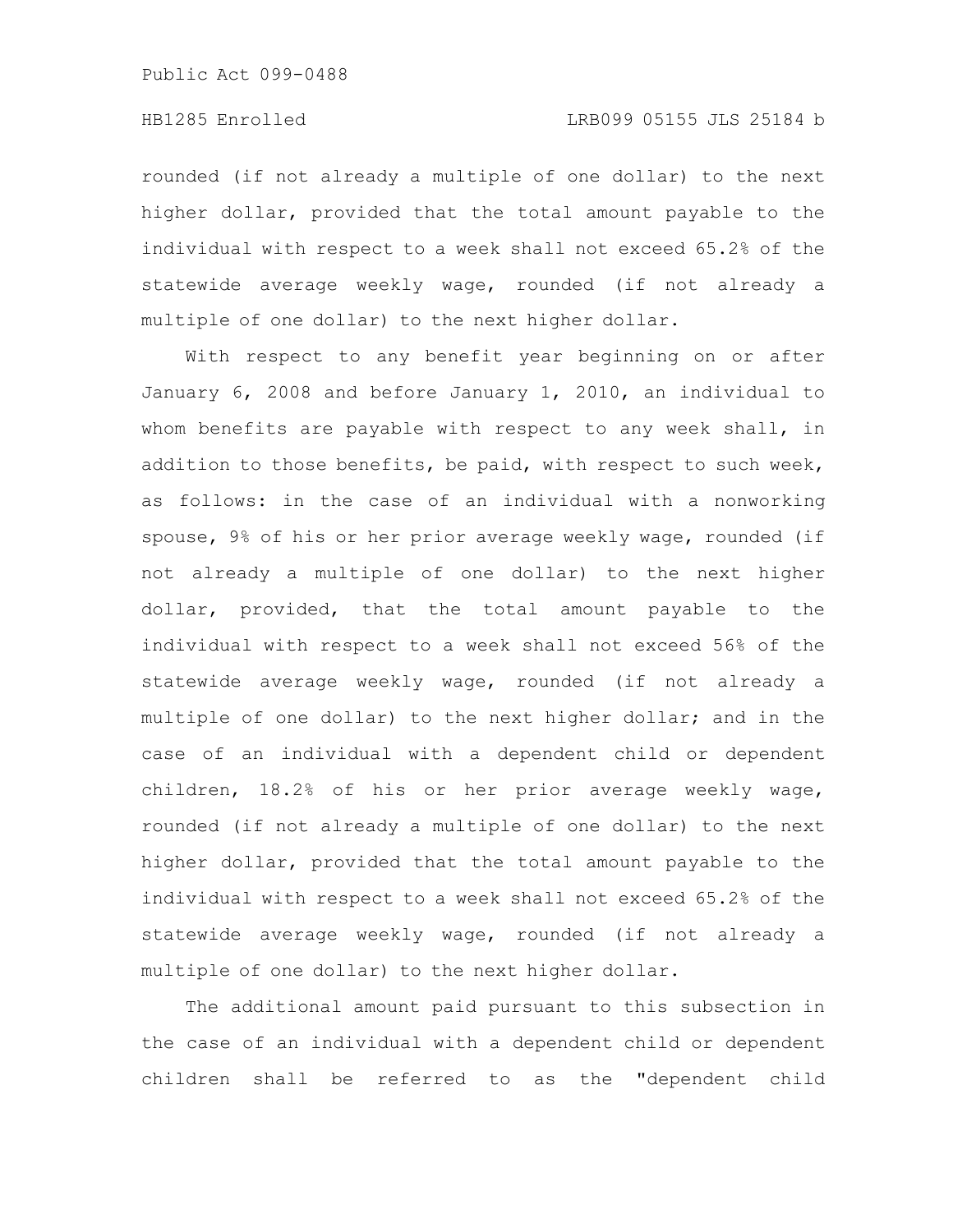rounded (if not already a multiple of one dollar) to the next higher dollar, provided that the total amount payable to the individual with respect to a week shall not exceed 65.2% of the statewide average weekly wage, rounded (if not already a multiple of one dollar) to the next higher dollar.

With respect to any benefit year beginning on or after January 6, 2008 and before January 1, 2010, an individual to whom benefits are payable with respect to any week shall, in addition to those benefits, be paid, with respect to such week, as follows: in the case of an individual with a nonworking spouse, 9% of his or her prior average weekly wage, rounded (if not already a multiple of one dollar) to the next higher dollar, provided, that the total amount payable to the individual with respect to a week shall not exceed 56% of the statewide average weekly wage, rounded (if not already a multiple of one dollar) to the next higher dollar; and in the case of an individual with a dependent child or dependent children, 18.2% of his or her prior average weekly wage, rounded (if not already a multiple of one dollar) to the next higher dollar, provided that the total amount payable to the individual with respect to a week shall not exceed 65.2% of the statewide average weekly wage, rounded (if not already a multiple of one dollar) to the next higher dollar.

The additional amount paid pursuant to this subsection in the case of an individual with a dependent child or dependent children shall be referred to as the "dependent child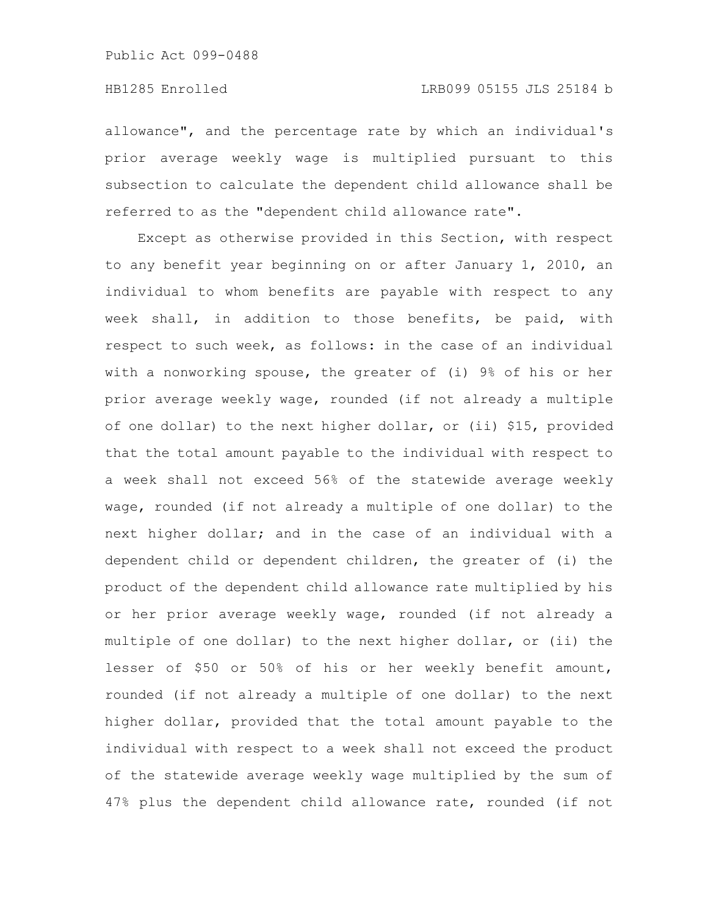allowance", and the percentage rate by which an individual's prior average weekly wage is multiplied pursuant to this subsection to calculate the dependent child allowance shall be referred to as the "dependent child allowance rate".

Except as otherwise provided in this Section, with respect to any benefit year beginning on or after January 1, 2010, an individual to whom benefits are payable with respect to any week shall, in addition to those benefits, be paid, with respect to such week, as follows: in the case of an individual with a nonworking spouse, the greater of (i) 9% of his or her prior average weekly wage, rounded (if not already a multiple of one dollar) to the next higher dollar, or (ii) $15, provided that the total amount payable to the individual with respect to a week shall not exceed 56% of the statewide average weekly wage, rounded (if not already a multiple of one dollar) to the next higher dollar; and in the case of an individual with a dependent child or dependent children, the greater of (i) the product of the dependent child allowance rate multiplied by his or her prior average weekly wage, rounded (if not already a multiple of one dollar) to the next higher dollar, or (ii) the lesser of $50 or 50% of his or her weekly benefit amount, rounded (if not already a multiple of one dollar) to the next higher dollar, provided that the total amount payable to the individual with respect to a week shall not exceed the product of the statewide average weekly wage multiplied by the sum of 47% plus the dependent child allowance rate, rounded (if not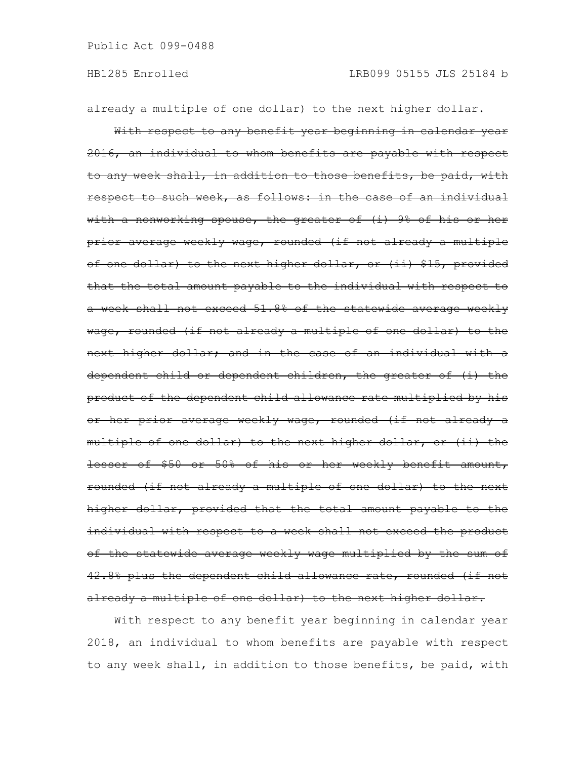already a multiple of one dollar) to the next higher dollar.

~~With respect to any benefit year beginning in calendar year 2016, an individual to whom benefits are payable with respect to any week shall, in addition to those benefits, be paid, with respect to such week, as follows: in the case of an individual with a nonworking spouse, the greater of (i) 9% of his or her prior average weekly wage, rounded (if not already a multiple of one dollar) to the next higher dollar, or (ii) $15, provided that the total amount payable to the individual with respect to a week shall not exceed 51.8% of the statewide average weekly wage, rounded (if not already a multiple of one dollar) to the next higher dollar; and in the case of an individual with a dependent child or dependent children, the greater of (i) the product of the dependent child allowance rate multiplied by his or her prior average weekly wage, rounded (if not already a multiple of one dollar) to the next higher dollar, or (ii) the lesser of $50 or 50% of his or her weekly benefit amount, rounded (if not already a multiple of one dollar) to the next higher dollar, provided that the total amount payable to the individual with respect to a week shall not exceed the product of the statewide average weekly wage multiplied by the sum of 42.8% plus the dependent child allowance rate, rounded (if not already a multiple of one dollar) to the next higher dollar.~~

With respect to any benefit year beginning in calendar year 2018, an individual to whom benefits are payable with respect to any week shall, in addition to those benefits, be paid, with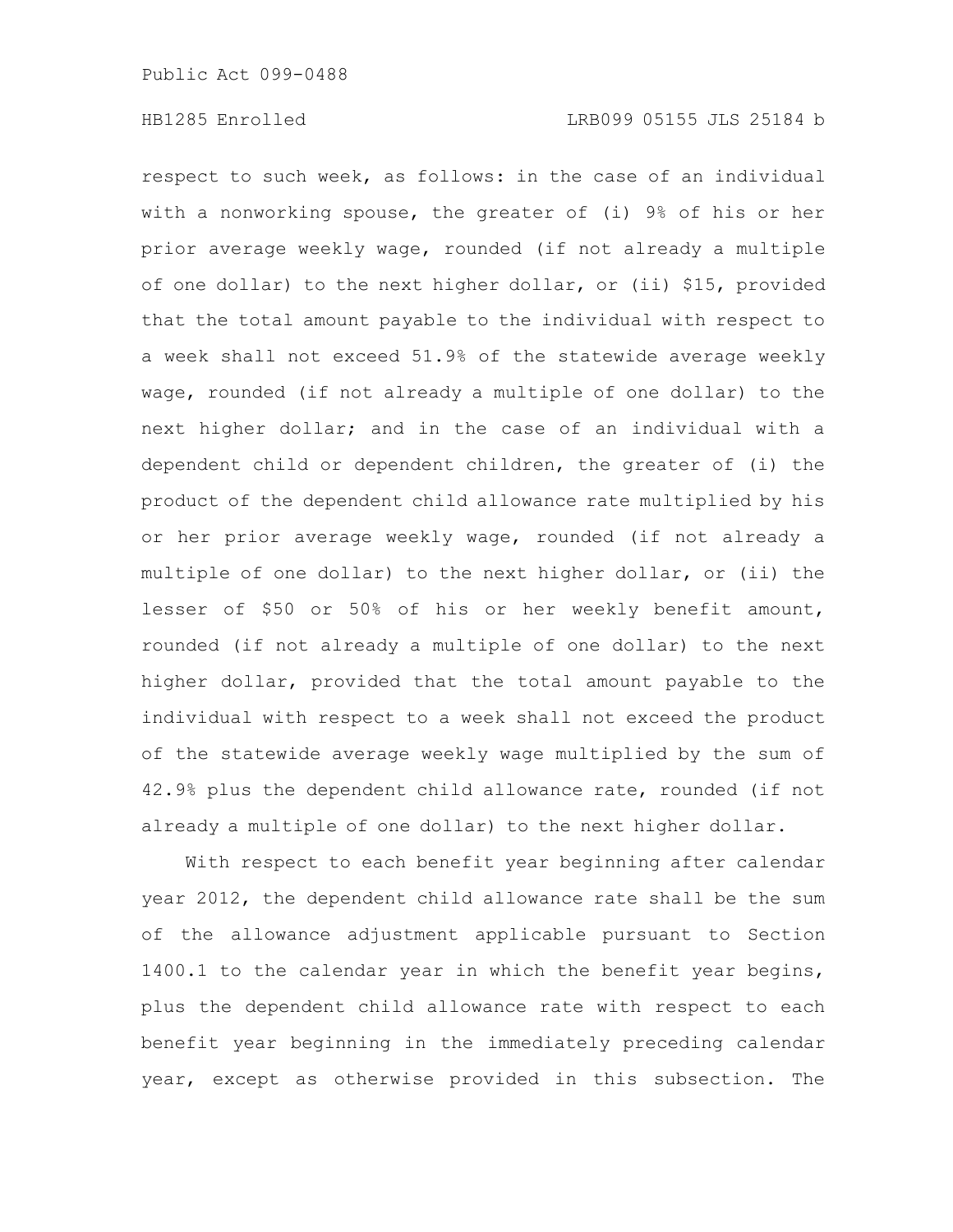respect to such week, as follows: in the case of an individual with a nonworking spouse, the greater of (i) 9% of his or her prior average weekly wage, rounded (if not already a multiple of one dollar) to the next higher dollar, or (ii) $15, provided that the total amount payable to the individual with respect to a week shall not exceed 51.9% of the statewide average weekly wage, rounded (if not already a multiple of one dollar) to the next higher dollar; and in the case of an individual with a dependent child or dependent children, the greater of (i) the product of the dependent child allowance rate multiplied by his or her prior average weekly wage, rounded (if not already a multiple of one dollar) to the next higher dollar, or (ii) the lesser of $50 or 50% of his or her weekly benefit amount, rounded (if not already a multiple of one dollar) to the next higher dollar, provided that the total amount payable to the individual with respect to a week shall not exceed the product of the statewide average weekly wage multiplied by the sum of 42.9% plus the dependent child allowance rate, rounded (if not already a multiple of one dollar) to the next higher dollar.

With respect to each benefit year beginning after calendar year 2012, the dependent child allowance rate shall be the sum of the allowance adjustment applicable pursuant to Section 1400.1 to the calendar year in which the benefit year begins, plus the dependent child allowance rate with respect to each benefit year beginning in the immediately preceding calendar year, except as otherwise provided in this subsection. The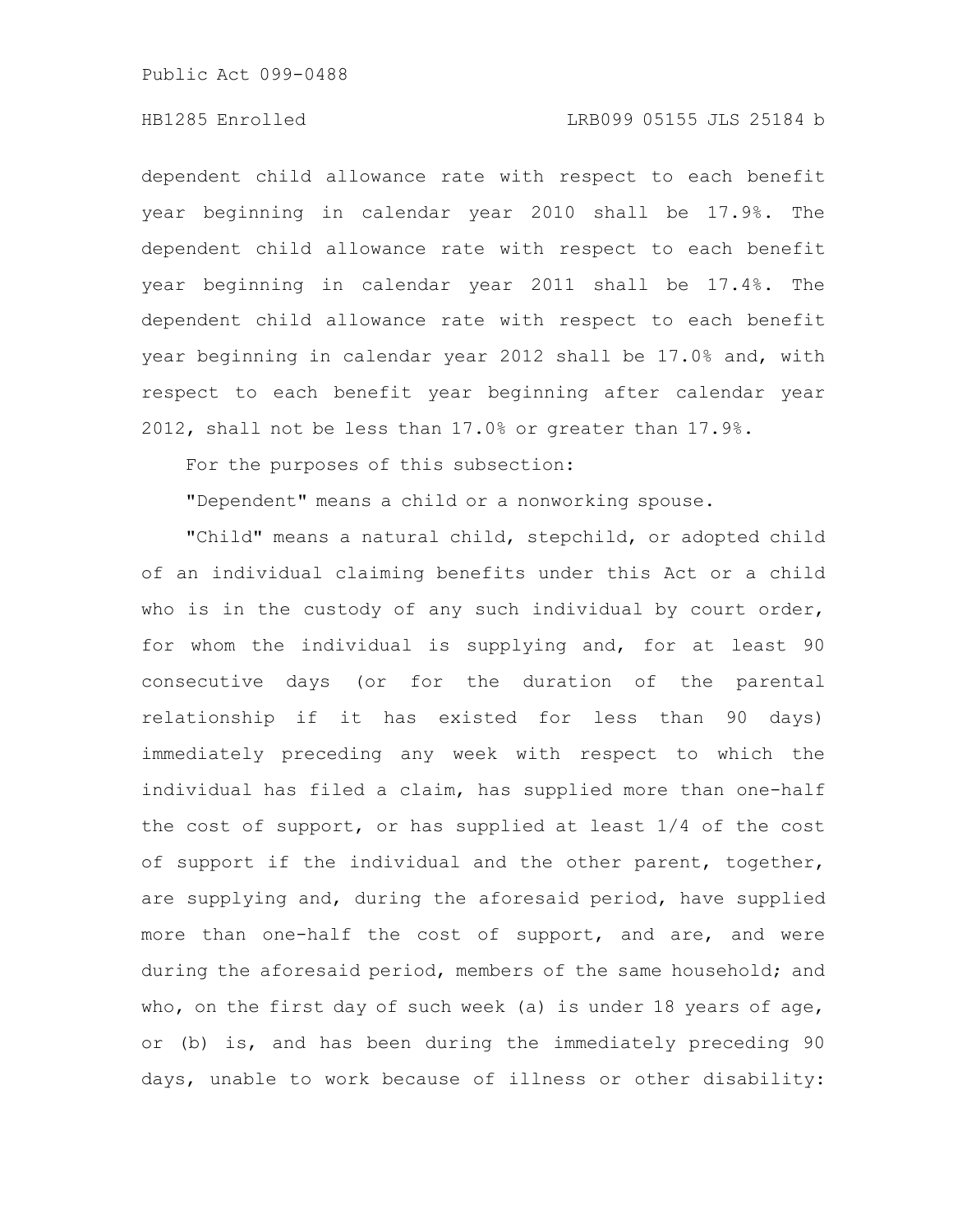dependent child allowance rate with respect to each benefit year beginning in calendar year 2010 shall be 17.9%. The dependent child allowance rate with respect to each benefit year beginning in calendar year 2011 shall be 17.4%. The dependent child allowance rate with respect to each benefit year beginning in calendar year 2012 shall be 17.0% and, with respect to each benefit year beginning after calendar year 2012, shall not be less than 17.0% or greater than 17.9%.

For the purposes of this subsection:

"Dependent" means a child or a nonworking spouse.

"Child" means a natural child, stepchild, or adopted child of an individual claiming benefits under this Act or a child who is in the custody of any such individual by court order, for whom the individual is supplying and, for at least 90 consecutive days (or for the duration of the parental relationship if it has existed for less than 90 days) immediately preceding any week with respect to which the individual has filed a claim, has supplied more than one-half the cost of support, or has supplied at least 1/4 of the cost of support if the individual and the other parent, together, are supplying and, during the aforesaid period, have supplied more than one-half the cost of support, and are, and were during the aforesaid period, members of the same household; and who, on the first day of such week (a) is under 18 years of age, or (b) is, and has been during the immediately preceding 90 days, unable to work because of illness or other disability: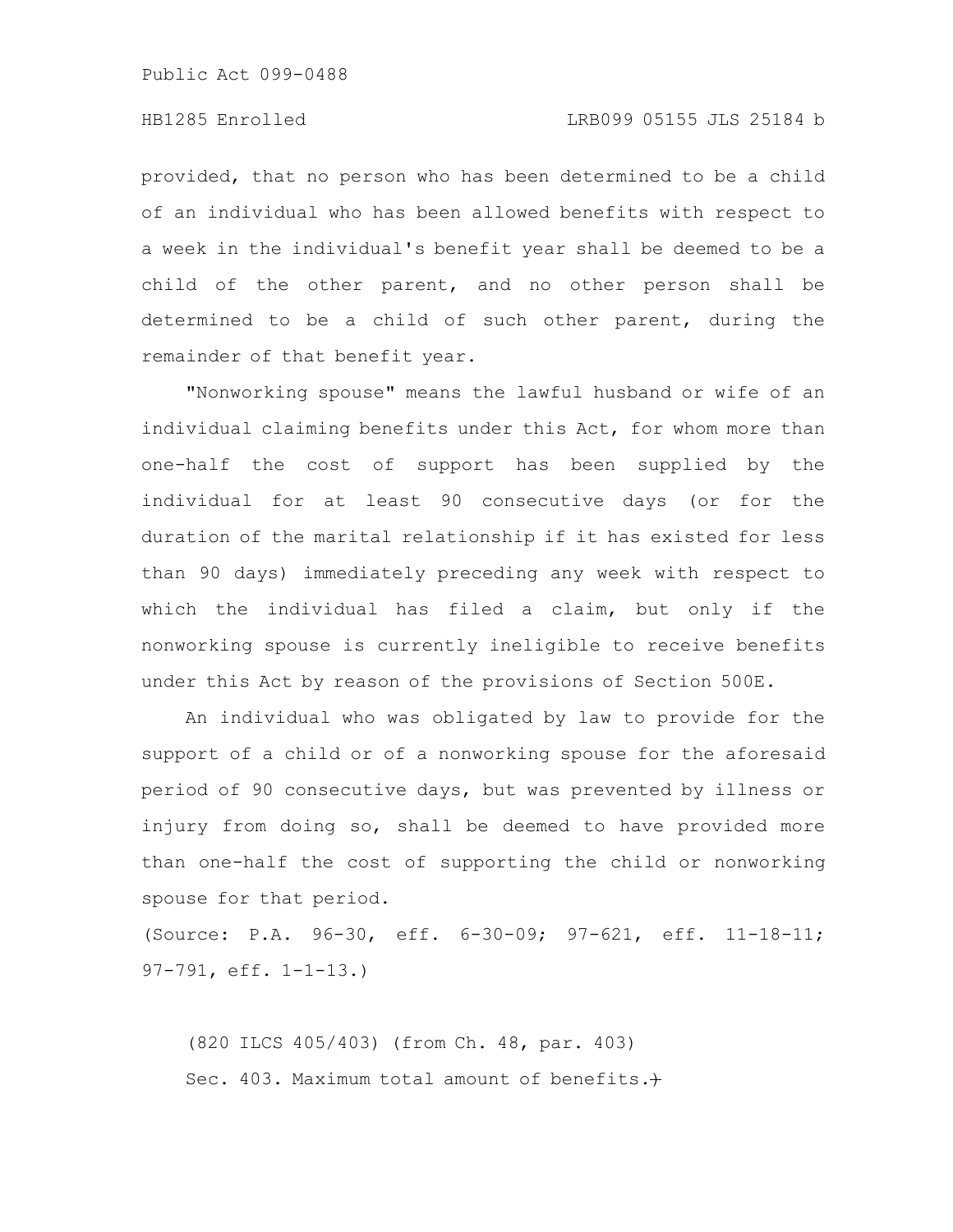provided, that no person who has been determined to be a child of an individual who has been allowed benefits with respect to a week in the individual's benefit year shall be deemed to be a child of the other parent, and no other person shall be determined to be a child of such other parent, during the remainder of that benefit year.

"Nonworking spouse" means the lawful husband or wife of an individual claiming benefits under this Act, for whom more than one-half the cost of support has been supplied by the individual for at least 90 consecutive days (or for the duration of the marital relationship if it has existed for less than 90 days) immediately preceding any week with respect to which the individual has filed a claim, but only if the nonworking spouse is currently ineligible to receive benefits under this Act by reason of the provisions of Section 500E.

An individual who was obligated by law to provide for the support of a child or of a nonworking spouse for the aforesaid period of 90 consecutive days, but was prevented by illness or injury from doing so, shall be deemed to have provided more than one-half the cost of supporting the child or nonworking spouse for that period.

(Source: P.A. 96-30, eff. 6-30-09; 97-621, eff. 11-18-11; 97-791, eff. 1-1-13.)

(820 ILCS 405/403) (from Ch. 48, par. 403)

Sec. 403. Maximum total amount of benefits.~~-~~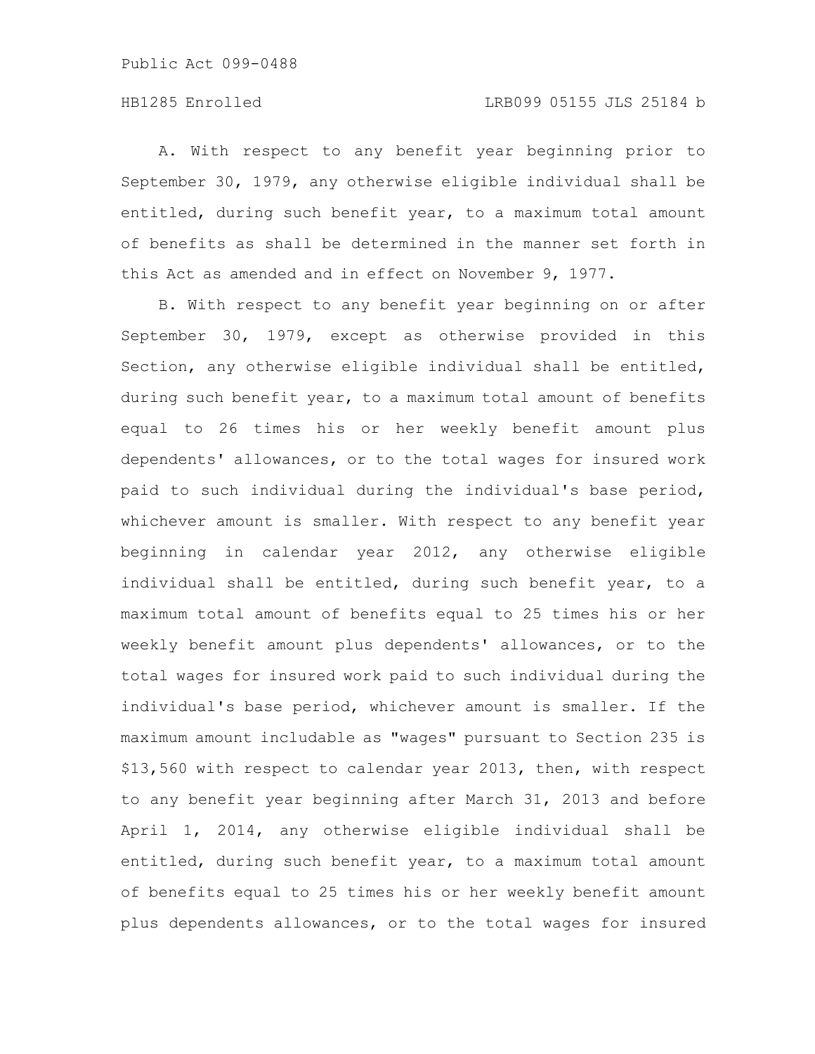A. With respect to any benefit year beginning prior to September 30, 1979, any otherwise eligible individual shall be entitled, during such benefit year, to a maximum total amount of benefits as shall be determined in the manner set forth in this Act as amended and in effect on November 9, 1977.

B. With respect to any benefit year beginning on or after September 30, 1979, except as otherwise provided in this Section, any otherwise eligible individual shall be entitled, during such benefit year, to a maximum total amount of benefits equal to 26 times his or her weekly benefit amount plus dependents' allowances, or to the total wages for insured work paid to such individual during the individual's base period, whichever amount is smaller. With respect to any benefit year beginning in calendar year 2012, any otherwise eligible individual shall be entitled, during such benefit year, to a maximum total amount of benefits equal to 25 times his or her weekly benefit amount plus dependents' allowances, or to the total wages for insured work paid to such individual during the individual's base period, whichever amount is smaller. If the maximum amount includable as "wages" pursuant to Section 235 is $13,560 with respect to calendar year 2013, then, with respect to any benefit year beginning after March 31, 2013 and before April 1, 2014, any otherwise eligible individual shall be entitled, during such benefit year, to a maximum total amount of benefits equal to 25 times his or her weekly benefit amount plus dependents allowances, or to the total wages for insured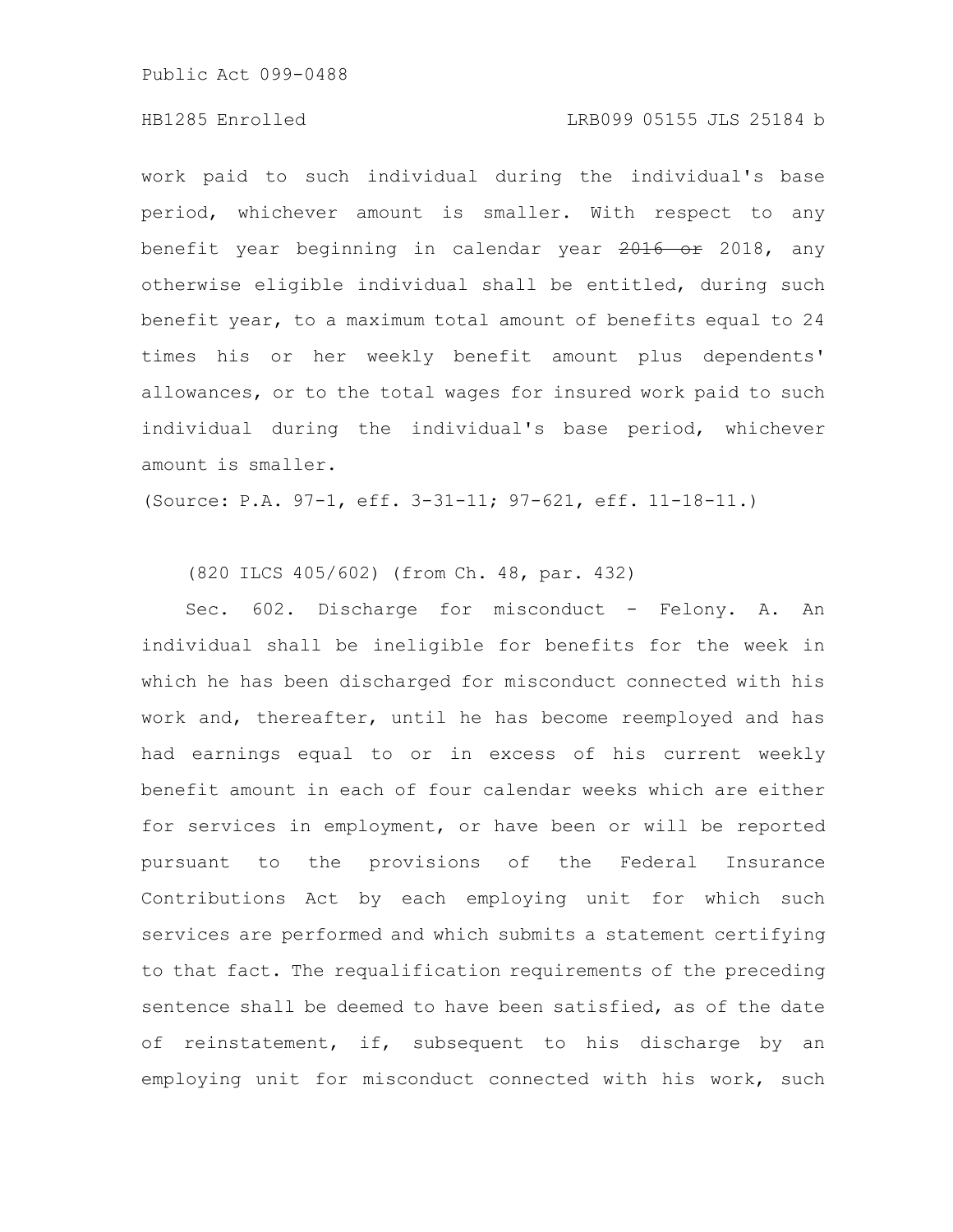work paid to such individual during the individual's base period, whichever amount is smaller. With respect to any benefit year beginning in calendar year ~~2016 or~~ 2018, any otherwise eligible individual shall be entitled, during such benefit year, to a maximum total amount of benefits equal to 24 times his or her weekly benefit amount plus dependents' allowances, or to the total wages for insured work paid to such individual during the individual's base period, whichever amount is smaller.

(Source: P.A. 97-1, eff. 3-31-11; 97-621, eff. 11-18-11.)

(820 ILCS 405/602) (from Ch. 48, par. 432)

Sec. 602. Discharge for misconduct - Felony. A. An individual shall be ineligible for benefits for the week in which he has been discharged for misconduct connected with his work and, thereafter, until he has become reemployed and has had earnings equal to or in excess of his current weekly benefit amount in each of four calendar weeks which are either for services in employment, or have been or will be reported pursuant to the provisions of the Federal Insurance Contributions Act by each employing unit for which such services are performed and which submits a statement certifying to that fact. The requalification requirements of the preceding sentence shall be deemed to have been satisfied, as of the date of reinstatement, if, subsequent to his discharge by an employing unit for misconduct connected with his work, such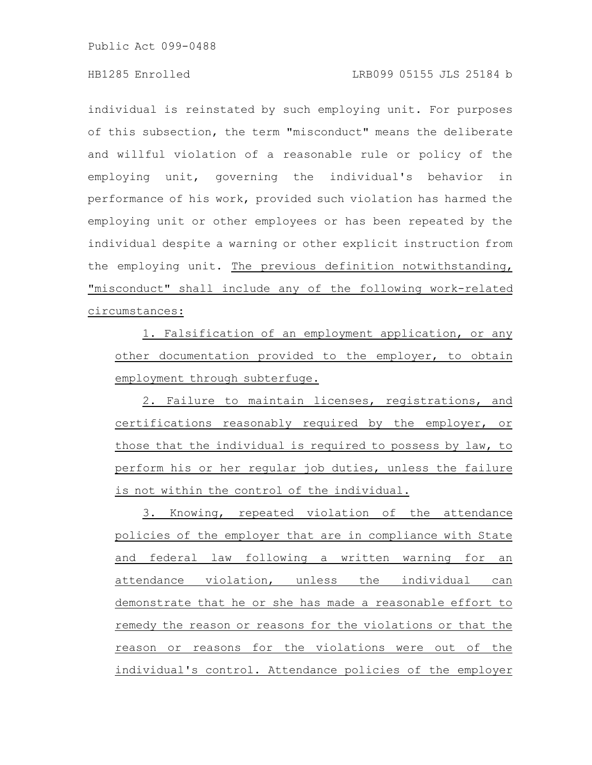individual is reinstated by such employing unit. For purposes of this subsection, the term "misconduct" means the deliberate and willful violation of a reasonable rule or policy of the employing unit, governing the individual's behavior in performance of his work, provided such violation has harmed the employing unit or other employees or has been repeated by the individual despite a warning or other explicit instruction from the employing unit. The previous definition notwithstanding, "misconduct" shall include any of the following work-related circumstances:

1. Falsification of an employment application, or any other documentation provided to the employer, to obtain employment through subterfuge.

2. Failure to maintain licenses, registrations, and certifications reasonably required by the employer, or those that the individual is required to possess by law, to perform his or her regular job duties, unless the failure is not within the control of the individual.

3. Knowing, repeated violation of the attendance policies of the employer that are in compliance with State and federal law following a written warning for an attendance violation, unless the individual can demonstrate that he or she has made a reasonable effort to remedy the reason or reasons for the violations or that the reason or reasons for the violations were out of the individual's control. Attendance policies of the employer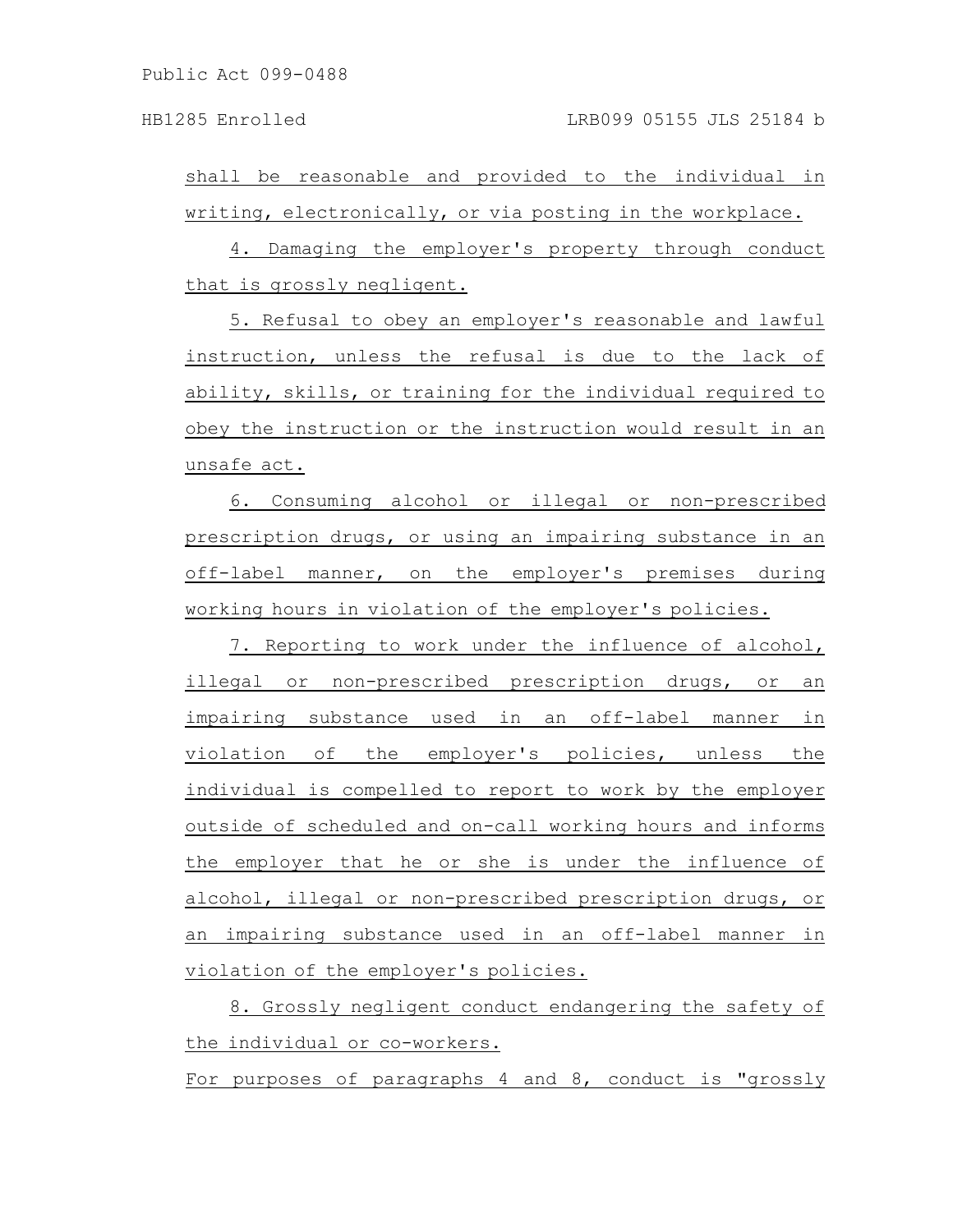shall be reasonable and provided to the individual in writing, electronically, or via posting in the workplace.

4. Damaging the employer's property through conduct that is grossly negligent.

5. Refusal to obey an employer's reasonable and lawful instruction, unless the refusal is due to the lack of ability, skills, or training for the individual required to obey the instruction or the instruction would result in an unsafe act.

6. Consuming alcohol or illegal or non-prescribed prescription drugs, or using an impairing substance in an off-label manner, on the employer's premises during working hours in violation of the employer's policies.

7. Reporting to work under the influence of alcohol, illegal or non-prescribed prescription drugs, or an impairing substance used in an off-label manner in violation of the employer's policies, unless the individual is compelled to report to work by the employer outside of scheduled and on-call working hours and informs the employer that he or she is under the influence of alcohol, illegal or non-prescribed prescription drugs, or an impairing substance used in an off-label manner in violation of the employer's policies.

8. Grossly negligent conduct endangering the safety of the individual or co-workers.

For purposes of paragraphs 4 and 8, conduct is "grossly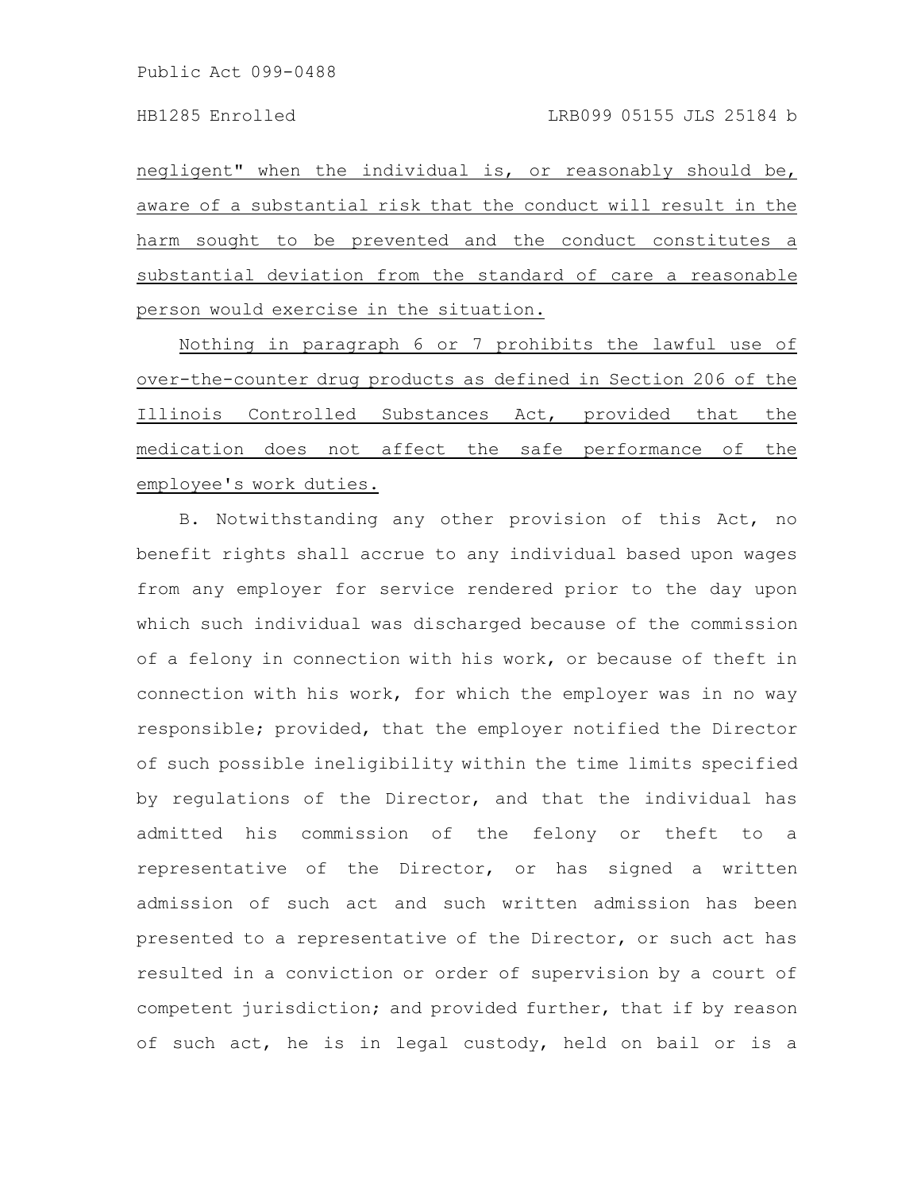negligent" when the individual is, or reasonably should be, aware of a substantial risk that the conduct will result in the harm sought to be prevented and the conduct constitutes a substantial deviation from the standard of care a reasonable person would exercise in the situation.

Nothing in paragraph 6 or 7 prohibits the lawful use of over-the-counter drug products as defined in Section 206 of the Illinois Controlled Substances Act, provided that the medication does not affect the safe performance of the employee's work duties.

B. Notwithstanding any other provision of this Act, no benefit rights shall accrue to any individual based upon wages from any employer for service rendered prior to the day upon which such individual was discharged because of the commission of a felony in connection with his work, or because of theft in connection with his work, for which the employer was in no way responsible; provided, that the employer notified the Director of such possible ineligibility within the time limits specified by regulations of the Director, and that the individual has admitted his commission of the felony or theft to a representative of the Director, or has signed a written admission of such act and such written admission has been presented to a representative of the Director, or such act has resulted in a conviction or order of supervision by a court of competent jurisdiction; and provided further, that if by reason of such act, he is in legal custody, held on bail or is a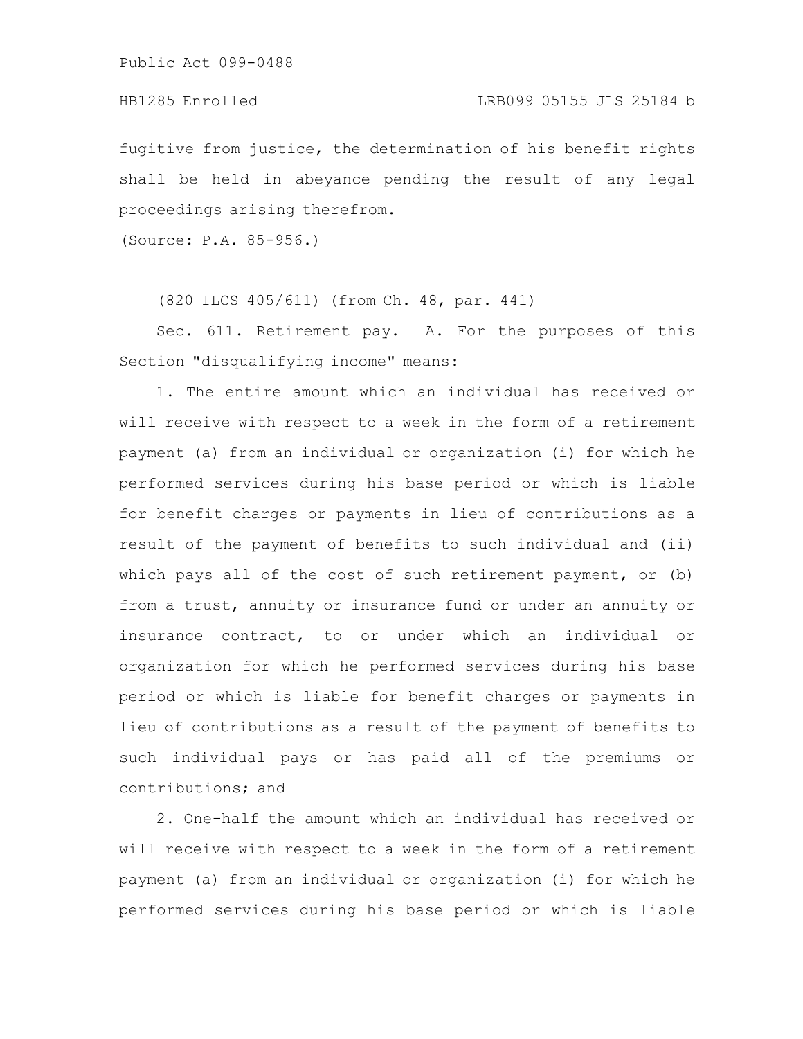fugitive from justice, the determination of his benefit rights shall be held in abeyance pending the result of any legal proceedings arising therefrom.

(Source: P.A. 85-956.)

(820 ILCS 405/611) (from Ch. 48, par. 441)

Sec. 611. Retirement pay. A. For the purposes of this Section "disqualifying income" means:

1. The entire amount which an individual has received or will receive with respect to a week in the form of a retirement payment (a) from an individual or organization (i) for which he performed services during his base period or which is liable for benefit charges or payments in lieu of contributions as a result of the payment of benefits to such individual and (ii) which pays all of the cost of such retirement payment, or (b) from a trust, annuity or insurance fund or under an annuity or insurance contract, to or under which an individual or organization for which he performed services during his base period or which is liable for benefit charges or payments in lieu of contributions as a result of the payment of benefits to such individual pays or has paid all of the premiums or contributions; and

2. One-half the amount which an individual has received or will receive with respect to a week in the form of a retirement payment (a) from an individual or organization (i) for which he performed services during his base period or which is liable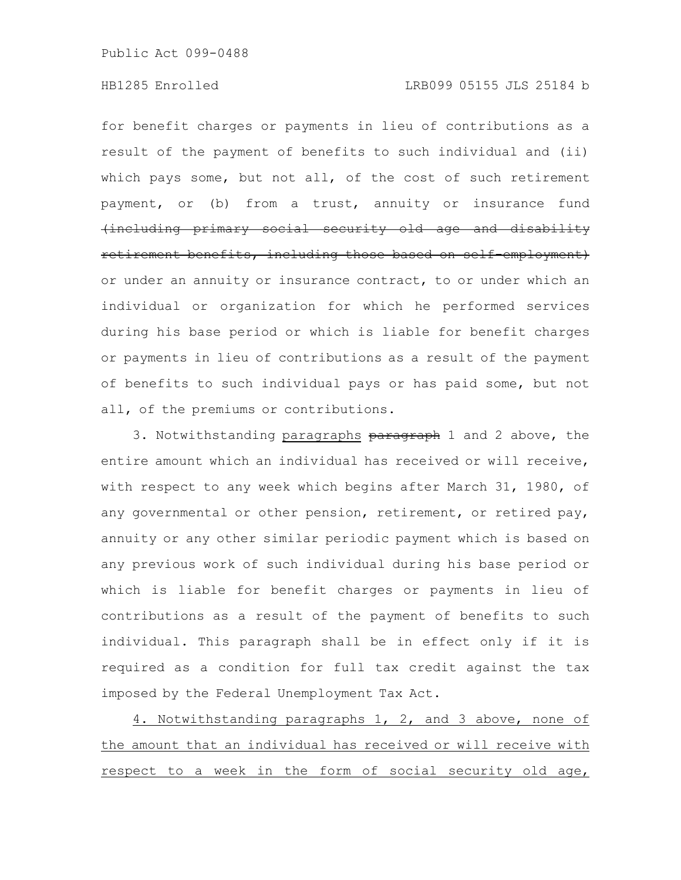for benefit charges or payments in lieu of contributions as a result of the payment of benefits to such individual and (ii) which pays some, but not all, of the cost of such retirement payment, or (b) from a trust, annuity or insurance fund ~~(including primary social security old age and disability retirement benefits, including those based on self-employment)~~ or under an annuity or insurance contract, to or under which an individual or organization for which he performed services during his base period or which is liable for benefit charges or payments in lieu of contributions as a result of the payment of benefits to such individual pays or has paid some, but not all, of the premiums or contributions.

3. Notwithstanding paragraphs ~~paragraph~~ 1 and 2 above, the entire amount which an individual has received or will receive, with respect to any week which begins after March 31, 1980, of any governmental or other pension, retirement, or retired pay, annuity or any other similar periodic payment which is based on any previous work of such individual during his base period or which is liable for benefit charges or payments in lieu of contributions as a result of the payment of benefits to such individual. This paragraph shall be in effect only if it is required as a condition for full tax credit against the tax imposed by the Federal Unemployment Tax Act.

4. Notwithstanding paragraphs 1, 2, and 3 above, none of the amount that an individual has received or will receive with respect to a week in the form of social security old age,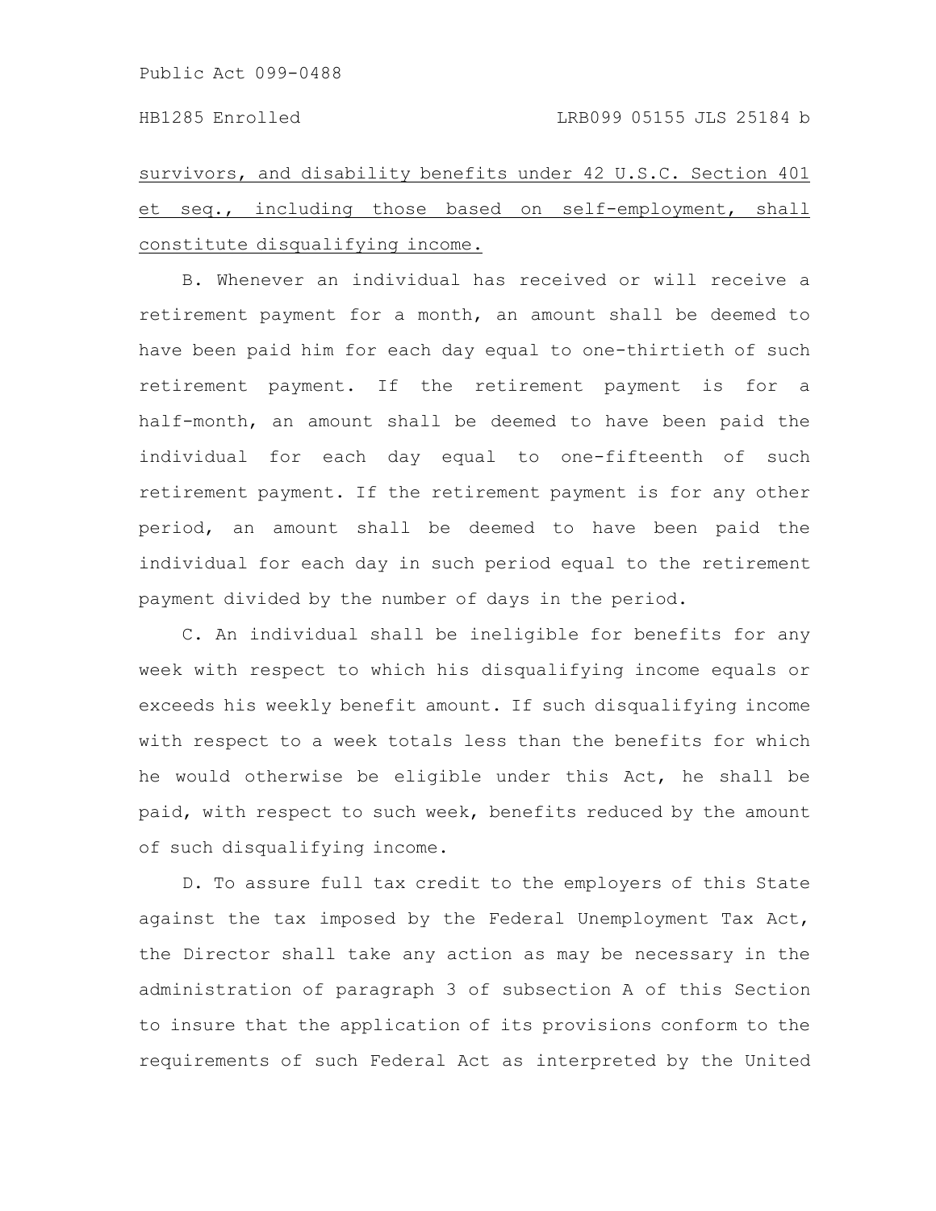survivors, and disability benefits under 42 U.S.C. Section 401 et seq., including those based on self-employment, shall constitute disqualifying income.

B. Whenever an individual has received or will receive a retirement payment for a month, an amount shall be deemed to have been paid him for each day equal to one-thirtieth of such retirement payment. If the retirement payment is for a half-month, an amount shall be deemed to have been paid the individual for each day equal to one-fifteenth of such retirement payment. If the retirement payment is for any other period, an amount shall be deemed to have been paid the individual for each day in such period equal to the retirement payment divided by the number of days in the period.

C. An individual shall be ineligible for benefits for any week with respect to which his disqualifying income equals or exceeds his weekly benefit amount. If such disqualifying income with respect to a week totals less than the benefits for which he would otherwise be eligible under this Act, he shall be paid, with respect to such week, benefits reduced by the amount of such disqualifying income.

D. To assure full tax credit to the employers of this State against the tax imposed by the Federal Unemployment Tax Act, the Director shall take any action as may be necessary in the administration of paragraph 3 of subsection A of this Section to insure that the application of its provisions conform to the requirements of such Federal Act as interpreted by the United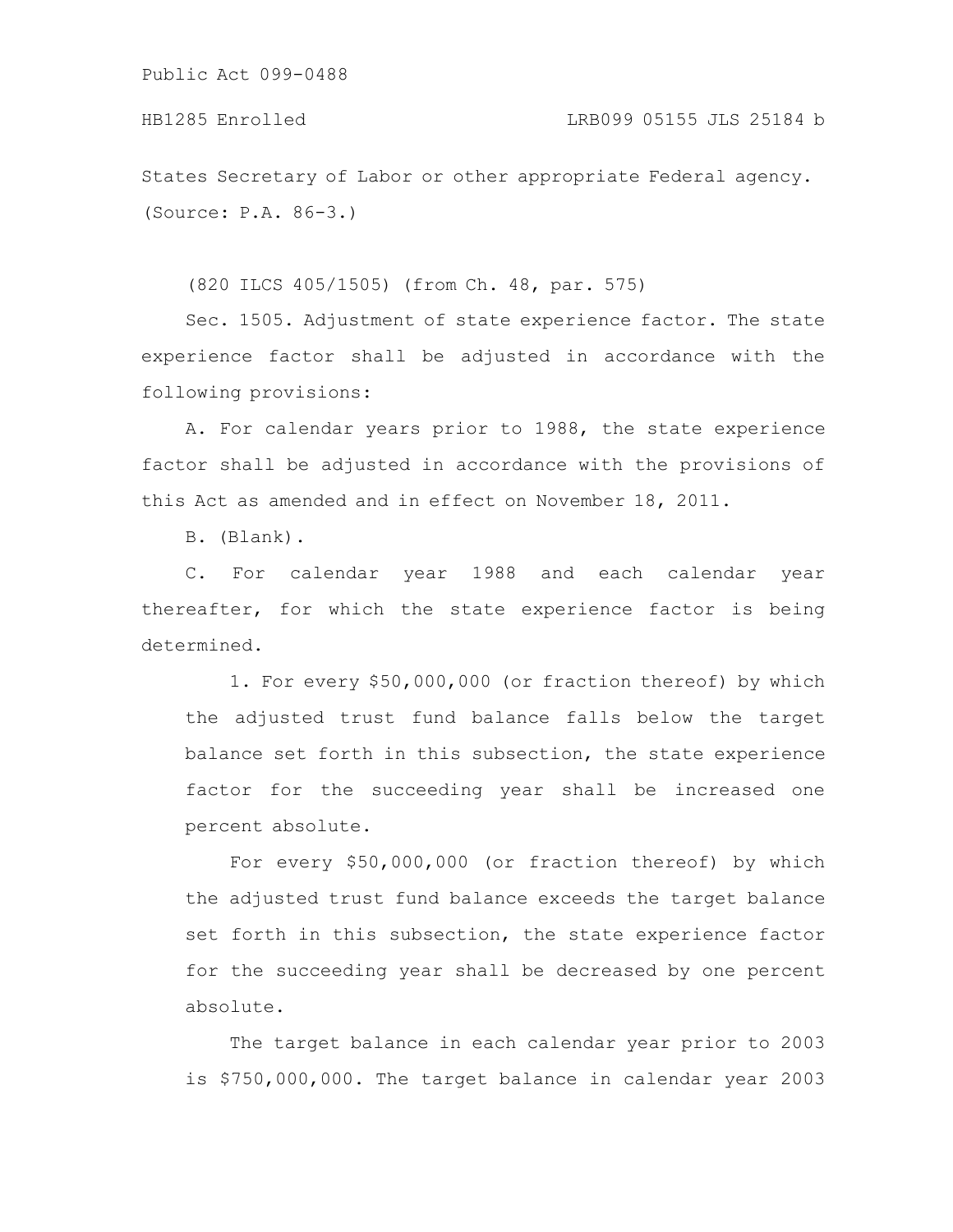States Secretary of Labor or other appropriate Federal agency. (Source: P.A. 86-3.)

(820 ILCS 405/1505) (from Ch. 48, par. 575)

Sec. 1505. Adjustment of state experience factor. The state experience factor shall be adjusted in accordance with the following provisions:

A. For calendar years prior to 1988, the state experience factor shall be adjusted in accordance with the provisions of this Act as amended and in effect on November 18, 2011.

B. (Blank).

C. For calendar year 1988 and each calendar year thereafter, for which the state experience factor is being determined.

1. For every $50,000,000 (or fraction thereof) by which the adjusted trust fund balance falls below the target balance set forth in this subsection, the state experience factor for the succeeding year shall be increased one percent absolute.

For every $50,000,000 (or fraction thereof) by which the adjusted trust fund balance exceeds the target balance set forth in this subsection, the state experience factor for the succeeding year shall be decreased by one percent absolute.

The target balance in each calendar year prior to 2003 is $750,000,000. The target balance in calendar year 2003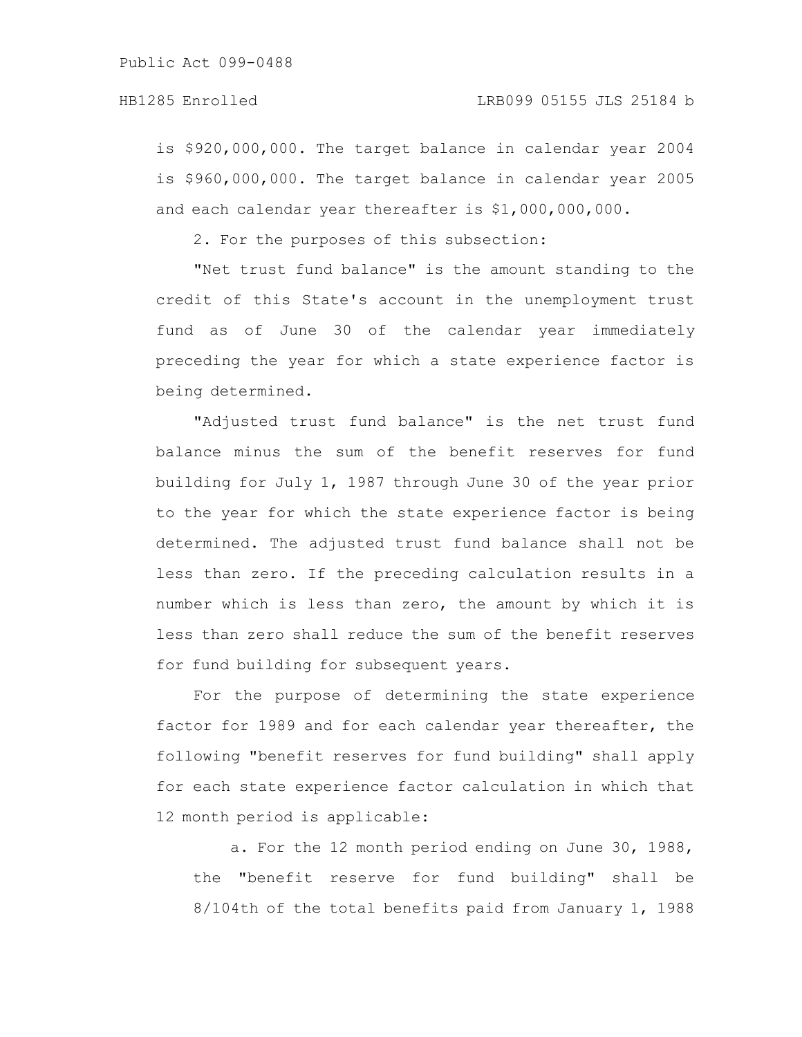is $920,000,000. The target balance in calendar year 2004 is $960,000,000. The target balance in calendar year 2005 and each calendar year thereafter is $1,000,000,000.

2. For the purposes of this subsection:

"Net trust fund balance" is the amount standing to the credit of this State's account in the unemployment trust fund as of June 30 of the calendar year immediately preceding the year for which a state experience factor is being determined.

"Adjusted trust fund balance" is the net trust fund balance minus the sum of the benefit reserves for fund building for July 1, 1987 through June 30 of the year prior to the year for which the state experience factor is being determined. The adjusted trust fund balance shall not be less than zero. If the preceding calculation results in a number which is less than zero, the amount by which it is less than zero shall reduce the sum of the benefit reserves for fund building for subsequent years.

For the purpose of determining the state experience factor for 1989 and for each calendar year thereafter, the following "benefit reserves for fund building" shall apply for each state experience factor calculation in which that 12 month period is applicable:

a. For the 12 month period ending on June 30, 1988, the "benefit reserve for fund building" shall be 8/104th of the total benefits paid from January 1, 1988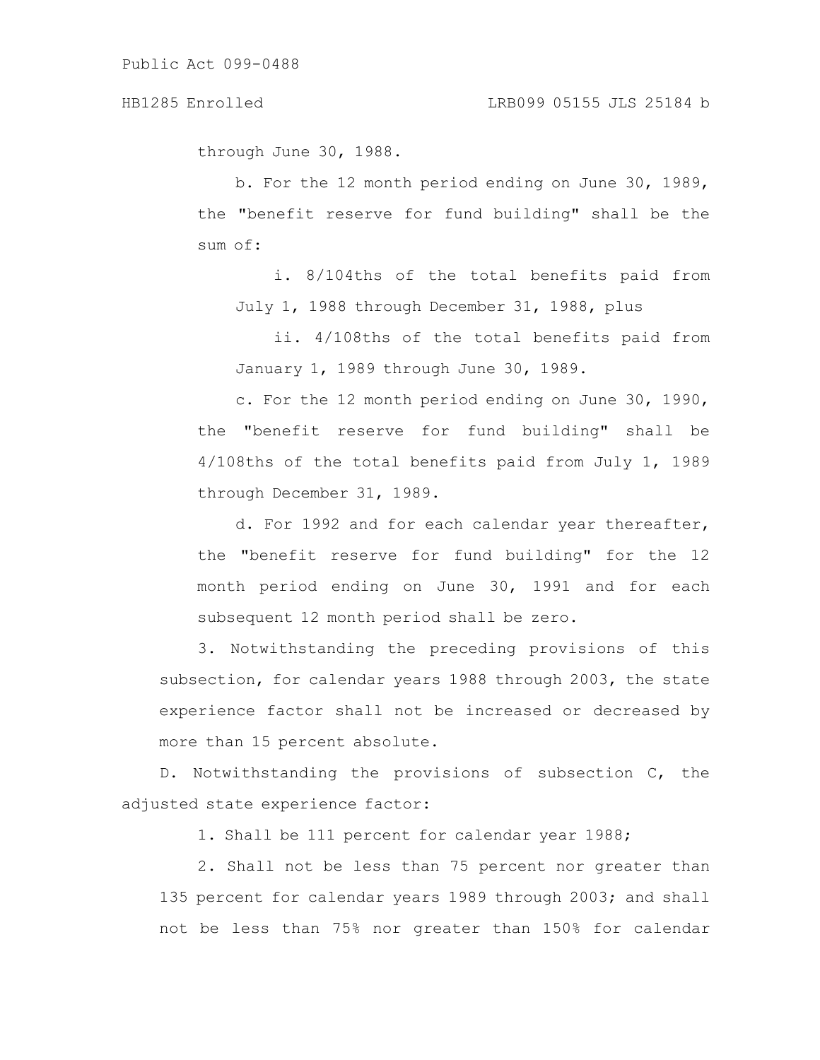through June 30, 1988.

b. For the 12 month period ending on June 30, 1989, the "benefit reserve for fund building" shall be the sum of:

i. 8/104ths of the total benefits paid from July 1, 1988 through December 31, 1988, plus

ii. 4/108ths of the total benefits paid from January 1, 1989 through June 30, 1989.

c. For the 12 month period ending on June 30, 1990, the "benefit reserve for fund building" shall be 4/108ths of the total benefits paid from July 1, 1989 through December 31, 1989.

d. For 1992 and for each calendar year thereafter, the "benefit reserve for fund building" for the 12 month period ending on June 30, 1991 and for each subsequent 12 month period shall be zero.

3. Notwithstanding the preceding provisions of this subsection, for calendar years 1988 through 2003, the state experience factor shall not be increased or decreased by more than 15 percent absolute.

D. Notwithstanding the provisions of subsection C, the adjusted state experience factor:

1. Shall be 111 percent for calendar year 1988;

2. Shall not be less than 75 percent nor greater than 135 percent for calendar years 1989 through 2003; and shall not be less than 75% nor greater than 150% for calendar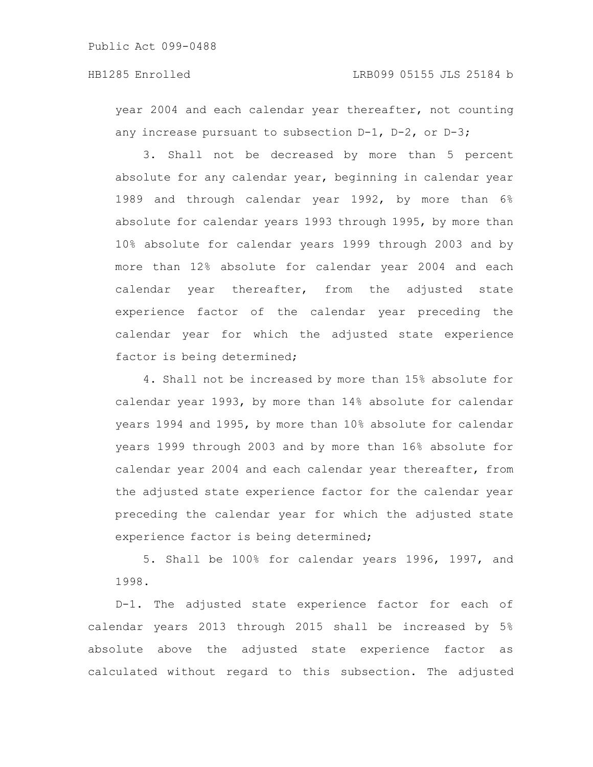year 2004 and each calendar year thereafter, not counting any increase pursuant to subsection D-1, D-2, or D-3;

3. Shall not be decreased by more than 5 percent absolute for any calendar year, beginning in calendar year 1989 and through calendar year 1992, by more than 6% absolute for calendar years 1993 through 1995, by more than 10% absolute for calendar years 1999 through 2003 and by more than 12% absolute for calendar year 2004 and each calendar year thereafter, from the adjusted state experience factor of the calendar year preceding the calendar year for which the adjusted state experience factor is being determined;

4. Shall not be increased by more than 15% absolute for calendar year 1993, by more than 14% absolute for calendar years 1994 and 1995, by more than 10% absolute for calendar years 1999 through 2003 and by more than 16% absolute for calendar year 2004 and each calendar year thereafter, from the adjusted state experience factor for the calendar year preceding the calendar year for which the adjusted state experience factor is being determined;

5. Shall be 100% for calendar years 1996, 1997, and 1998.

D-1. The adjusted state experience factor for each of calendar years 2013 through 2015 shall be increased by 5% absolute above the adjusted state experience factor as calculated without regard to this subsection. The adjusted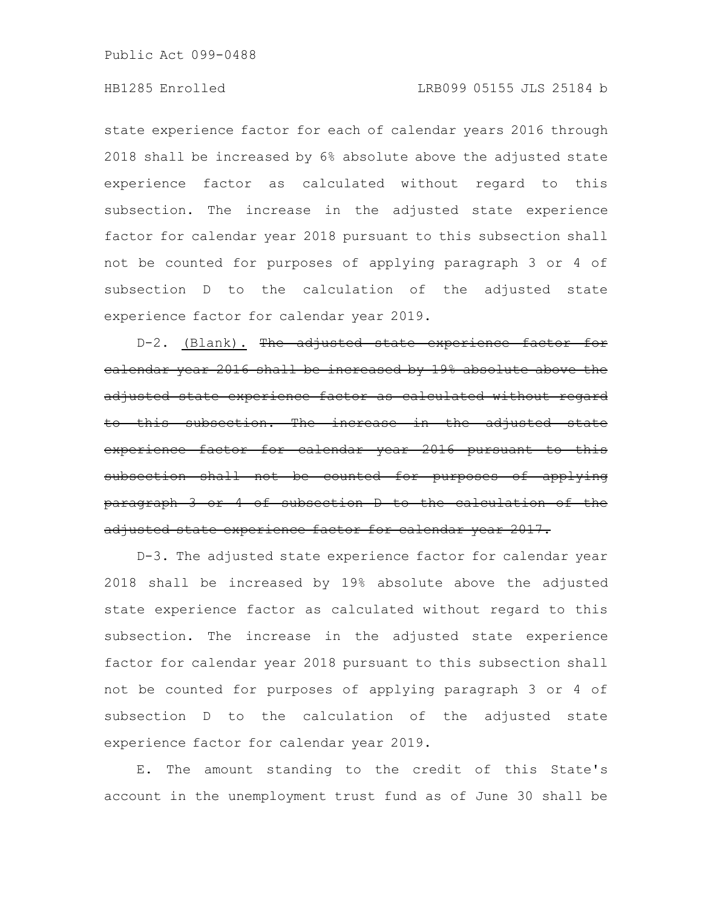state experience factor for each of calendar years 2016 through 2018 shall be increased by 6% absolute above the adjusted state experience factor as calculated without regard to this subsection. The increase in the adjusted state experience factor for calendar year 2018 pursuant to this subsection shall not be counted for purposes of applying paragraph 3 or 4 of subsection D to the calculation of the adjusted state experience factor for calendar year 2019.

D-2. <u>(Blank).</u> ~~The adjusted state experience factor for calendar year 2016 shall be increased by 19% absolute above the adjusted state experience factor as calculated without regard to this subsection. The increase in the adjusted state experience factor for calendar year 2016 pursuant to this subsection shall not be counted for purposes of applying paragraph 3 or 4 of subsection D to the calculation of the adjusted state experience factor for calendar year 2017.~~

D-3. The adjusted state experience factor for calendar year 2018 shall be increased by 19% absolute above the adjusted state experience factor as calculated without regard to this subsection. The increase in the adjusted state experience factor for calendar year 2018 pursuant to this subsection shall not be counted for purposes of applying paragraph 3 or 4 of subsection D to the calculation of the adjusted state experience factor for calendar year 2019.

E. The amount standing to the credit of this State's account in the unemployment trust fund as of June 30 shall be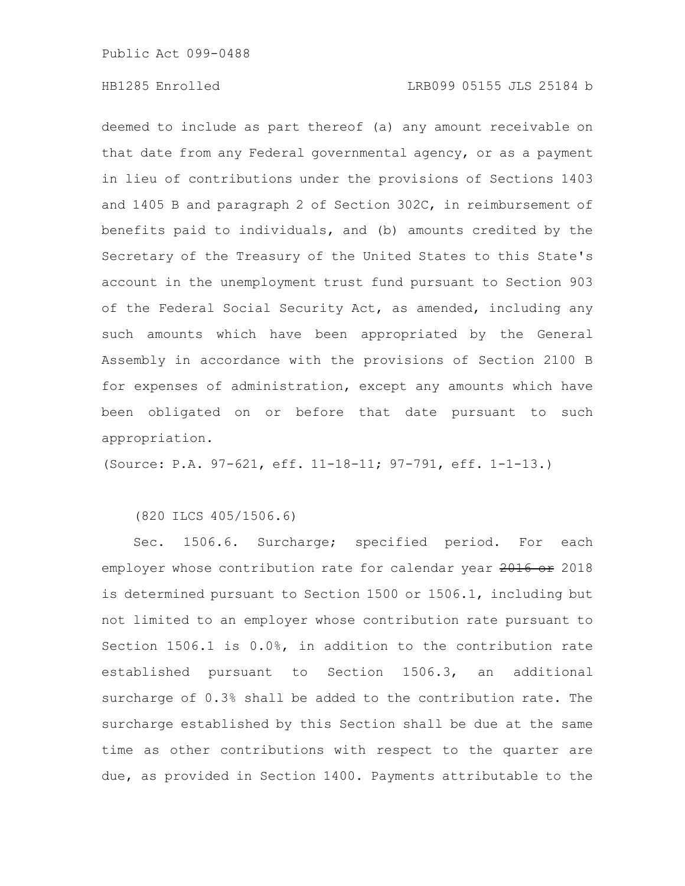deemed to include as part thereof (a) any amount receivable on that date from any Federal governmental agency, or as a payment in lieu of contributions under the provisions of Sections 1403 and 1405 B and paragraph 2 of Section 302C, in reimbursement of benefits paid to individuals, and (b) amounts credited by the Secretary of the Treasury of the United States to this State's account in the unemployment trust fund pursuant to Section 903 of the Federal Social Security Act, as amended, including any such amounts which have been appropriated by the General Assembly in accordance with the provisions of Section 2100 B for expenses of administration, except any amounts which have been obligated on or before that date pursuant to such appropriation.

(Source: P.A. 97-621, eff. 11-18-11; 97-791, eff. 1-1-13.)

(820 ILCS 405/1506.6)

Sec. 1506.6. Surcharge; specified period. For each employer whose contribution rate for calendar year ~~2016 or~~ 2018 is determined pursuant to Section 1500 or 1506.1, including but not limited to an employer whose contribution rate pursuant to Section 1506.1 is 0.0%, in addition to the contribution rate established pursuant to Section 1506.3, an additional surcharge of 0.3% shall be added to the contribution rate. The surcharge established by this Section shall be due at the same time as other contributions with respect to the quarter are due, as provided in Section 1400. Payments attributable to the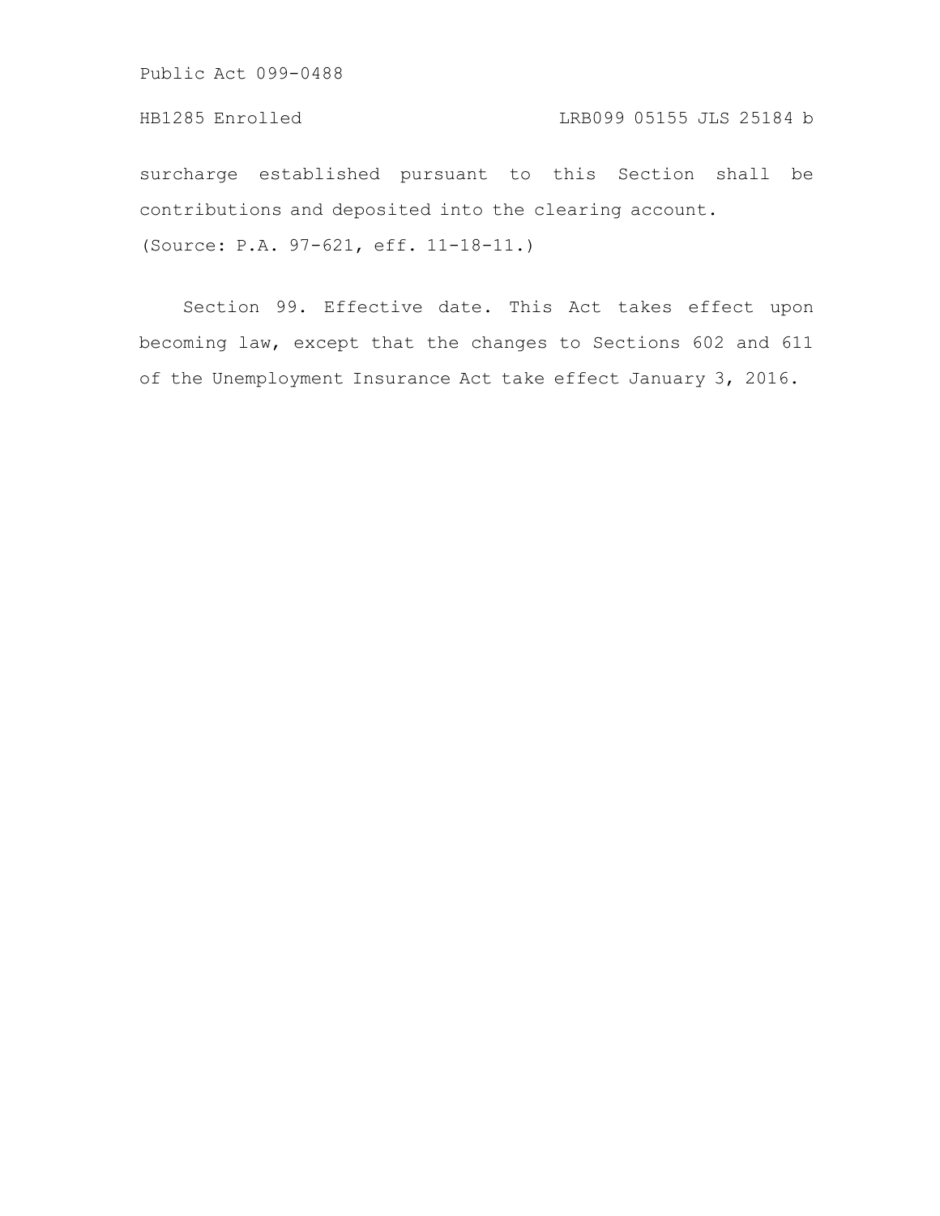surcharge established pursuant to this Section shall be contributions and deposited into the clearing account.

(Source: P.A. 97-621, eff. 11-18-11.)

Section 99. Effective date. This Act takes effect upon becoming law, except that the changes to Sections 602 and 611 of the Unemployment Insurance Act take effect January 3, 2016.